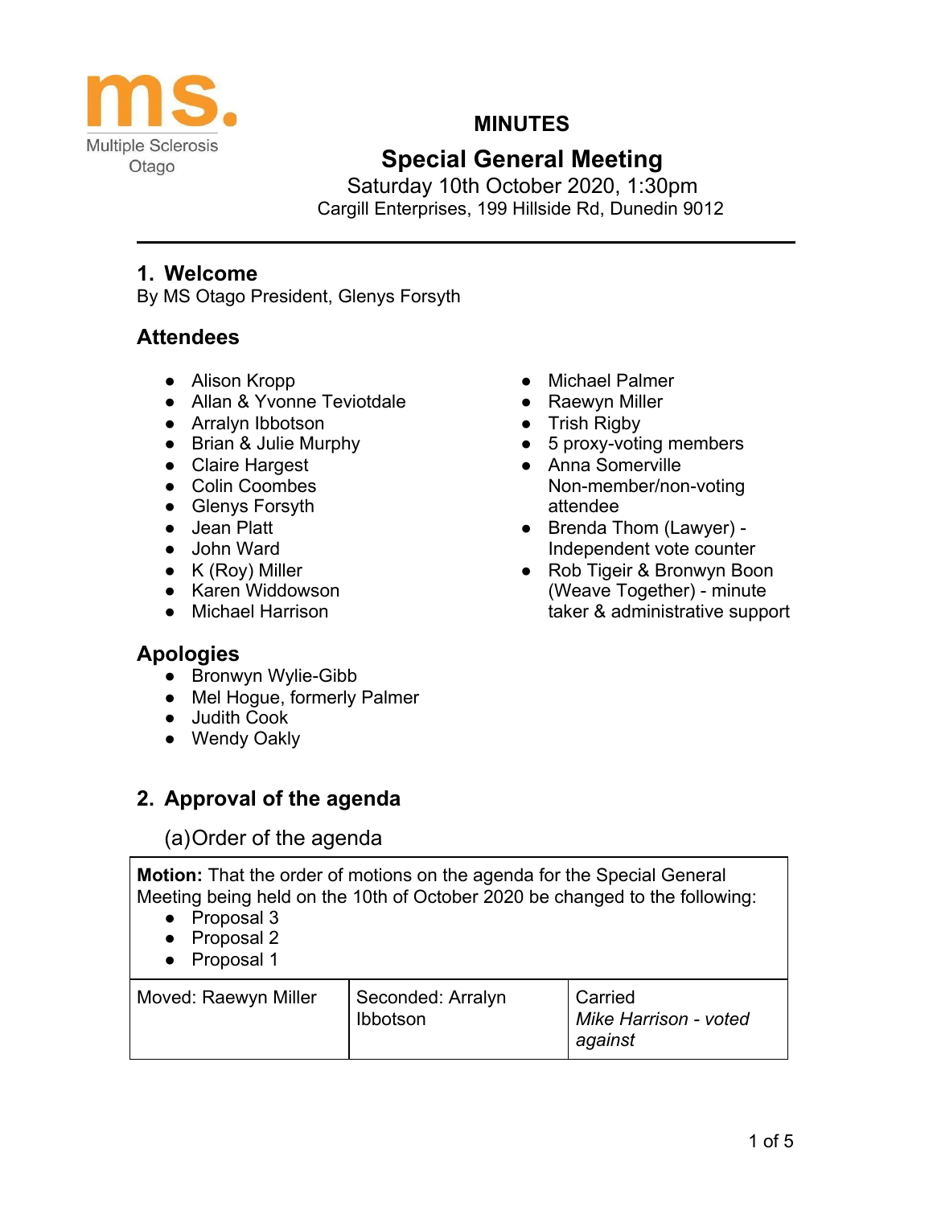Multiple Sclerosis Otago

# MINUTES

## Special General Meeting

Saturday 10th October 2020, 1:30pm
Cargill Enterprises, 199 Hillside Rd, Dunedin 9012

---

## 1. Welcome

By MS Otago President, Glenys Forsyth

### Attendees

- Alison Kropp
- Allan & Yvonne Teviotdale
- Arralyn Ibbotson
- Brian & Julie Murphy
- Claire Hargest
- Colin Coombes
- Glenys Forsyth
- Jean Platt
- John Ward
- K (Roy) Miller
- Karen Widdowson
- Michael Harrison
- Michael Palmer
- Raewyn Miller
- Trish Rigby
- 5 proxy-voting members
- Anna Somerville Non-member/non-voting attendee
- Brenda Thom (Lawyer) - Independent vote counter
- Rob Tigeir & Bronwyn Boon (Weave Together) - minute taker & administrative support

### Apologies

- Bronwyn Wylie-Gibb
- Mel Hogue, formerly Palmer
- Judith Cook
- Wendy Oakly

## 2. Approval of the agenda

### (a) Order of the agenda

**Motion:** That the order of motions on the agenda for the Special General Meeting being held on the 10th of October 2020 be changed to the following:

- Proposal 3
- Proposal 2
- Proposal 1

| Moved: Raewyn Miller | Seconded: Arralyn Ibbotson | Carried<br>*Mike Harrison - voted against* |
|---|---|---|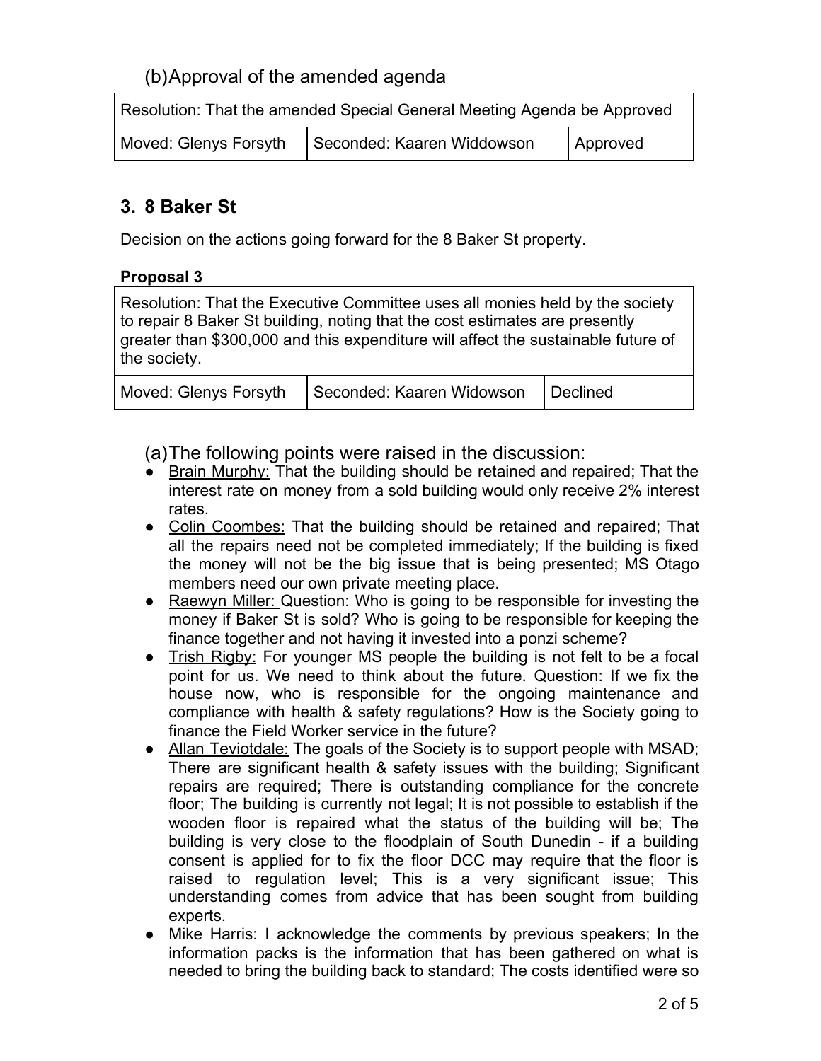### (b) Approval of the amended agenda

| Resolution: That the amended Special General Meeting Agenda be Approved | | |
|---|---|---|
| Moved: Glenys Forsyth | Seconded: Kaaren Widdowson | Approved |

## 3. 8 Baker St

Decision on the actions going forward for the 8 Baker St property.

**Proposal 3**

| Resolution: That the Executive Committee uses all monies held by the society to repair 8 Baker St building, noting that the cost estimates are presently greater than $300,000 and this expenditure will affect the sustainable future of the society. | | |
|---|---|---|
| Moved: Glenys Forsyth | Seconded: Kaaren Widowson | Declined |

### (a) The following points were raised in the discussion:

- Brain Murphy: That the building should be retained and repaired; That the interest rate on money from a sold building would only receive 2% interest rates.
- Colin Coombes: That the building should be retained and repaired; That all the repairs need not be completed immediately; If the building is fixed the money will not be the big issue that is being presented; MS Otago members need our own private meeting place.
- Raewyn Miller: Question: Who is going to be responsible for investing the money if Baker St is sold? Who is going to be responsible for keeping the finance together and not having it invested into a ponzi scheme?
- Trish Rigby: For younger MS people the building is not felt to be a focal point for us. We need to think about the future. Question: If we fix the house now, who is responsible for the ongoing maintenance and compliance with health & safety regulations? How is the Society going to finance the Field Worker service in the future?
- Allan Teviotdale: The goals of the Society is to support people with MSAD; There are significant health & safety issues with the building; Significant repairs are required; There is outstanding compliance for the concrete floor; The building is currently not legal; It is not possible to establish if the wooden floor is repaired what the status of the building will be; The building is very close to the floodplain of South Dunedin - if a building consent is applied for to fix the floor DCC may require that the floor is raised to regulation level; This is a very significant issue; This understanding comes from advice that has been sought from building experts.
- Mike Harris: I acknowledge the comments by previous speakers; In the information packs is the information that has been gathered on what is needed to bring the building back to standard; The costs identified were so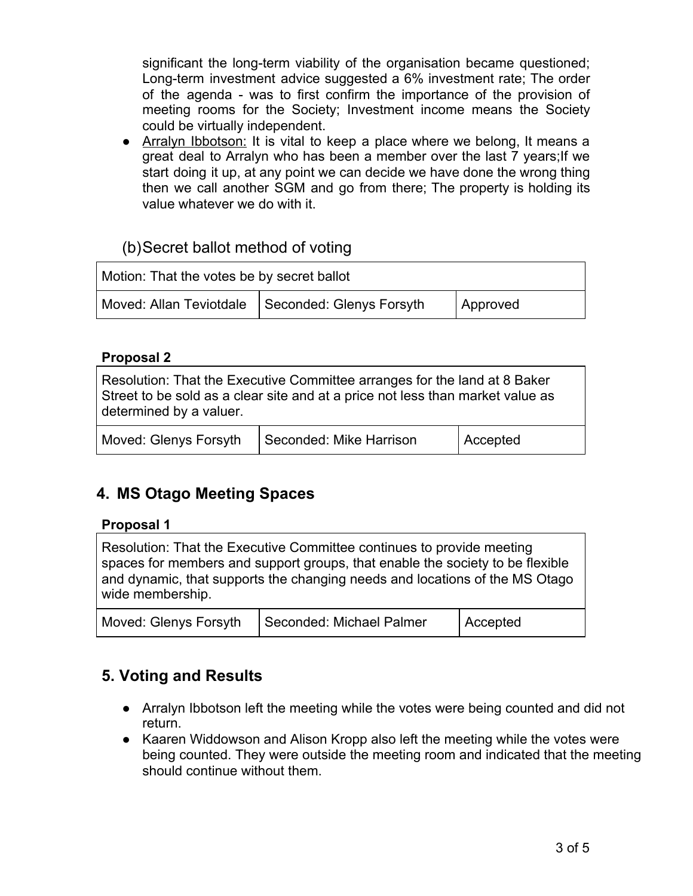significant the long-term viability of the organisation became questioned; Long-term investment advice suggested a 6% investment rate; The order of the agenda - was to first confirm the importance of the provision of meeting rooms for the Society; Investment income means the Society could be virtually independent.

- Arralyn Ibbotson: It is vital to keep a place where we belong, It means a great deal to Arralyn who has been a member over the last 7 years;If we start doing it up, at any point we can decide we have done the wrong thing then we call another SGM and go from there; The property is holding its value whatever we do with it.

### (b) Secret ballot method of voting

| Motion: That the votes be by secret ballot | | |
|---|---|---|
| Moved: Allan Teviotdale | Seconded: Glenys Forsyth | Approved |

**Proposal 2**

| Resolution: That the Executive Committee arranges for the land at 8 Baker Street to be sold as a clear site and at a price not less than market value as determined by a valuer. | | |
|---|---|---|
| Moved: Glenys Forsyth | Seconded: Mike Harrison | Accepted |

## 4. MS Otago Meeting Spaces

**Proposal 1**

| Resolution: That the Executive Committee continues to provide meeting spaces for members and support groups, that enable the society to be flexible and dynamic, that supports the changing needs and locations of the MS Otago wide membership. | | |
|---|---|---|
| Moved: Glenys Forsyth | Seconded: Michael Palmer | Accepted |

## 5. Voting and Results

- Arralyn Ibbotson left the meeting while the votes were being counted and did not return.
- Kaaren Widdowson and Alison Kropp also left the meeting while the votes were being counted. They were outside the meeting room and indicated that the meeting should continue without them.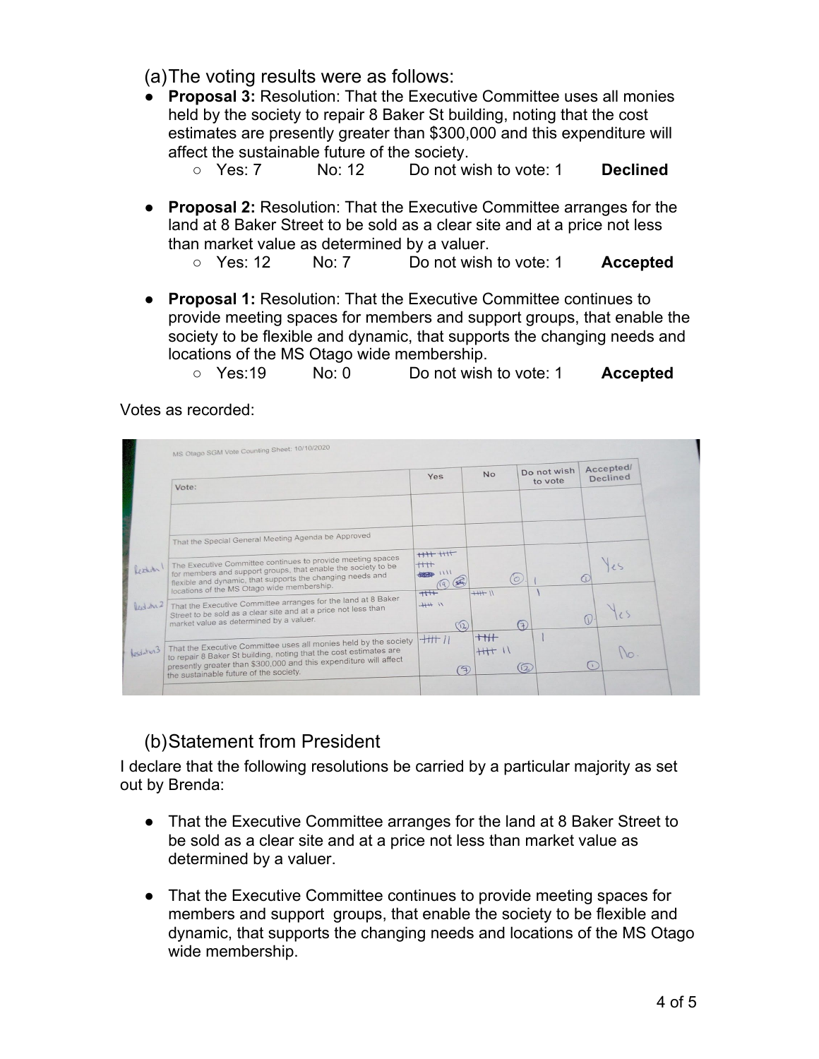## (a) The voting results were as follows:

- **Proposal 3:** Resolution: That the Executive Committee uses all monies held by the society to repair 8 Baker St building, noting that the cost estimates are presently greater than $300,000 and this expenditure will affect the sustainable future of the society.
  - Yes: 7 No: 12 Do not wish to vote: 1 **Declined**
- **Proposal 2:** Resolution: That the Executive Committee arranges for the land at 8 Baker Street to be sold as a clear site and at a price not less than market value as determined by a valuer.
  - Yes: 12 No: 7 Do not wish to vote: 1 **Accepted**
- **Proposal 1:** Resolution: That the Executive Committee continues to provide meeting spaces for members and support groups, that enable the society to be flexible and dynamic, that supports the changing needs and locations of the MS Otago wide membership.
  - Yes:19 No: 0 Do not wish to vote: 1 **Accepted**

Votes as recorded:

MS Otago SGM Vote Counting Sheet: 10/10/2020

| | Vote: | Yes | No | Do not wish to vote | Accepted/ Declined |
|---|---|---|---|---|---|
| | | | | | |
| | That the Special General Meeting Agenda be Approved | | | | |
| Resolution 1 | The Executive Committee continues to provide meeting spaces for members and support groups, that enable the society to be flexible and dynamic, that supports the changing needs and locations of the MS Otago wide membership. | 19 | 0 | 1 | Yes |
| Resolution 2 | That the Executive Committee arranges for the land at 8 Baker Street to be sold as a clear site and at a price not less than market value as determined by a valuer. | 12 | 7 | 1 | Yes |
| Resolution 3 | That the Executive Committee uses all monies held by the society to repair 8 Baker St building, noting that the cost estimates are presently greater than $300,000 and this expenditure will affect the sustainable future of the society. | 7 | 12 | 1 | No. |

## (b) Statement from President

I declare that the following resolutions be carried by a particular majority as set out by Brenda:

- That the Executive Committee arranges for the land at 8 Baker Street to be sold as a clear site and at a price not less than market value as determined by a valuer.
- That the Executive Committee continues to provide meeting spaces for members and support groups, that enable the society to be flexible and dynamic, that supports the changing needs and locations of the MS Otago wide membership.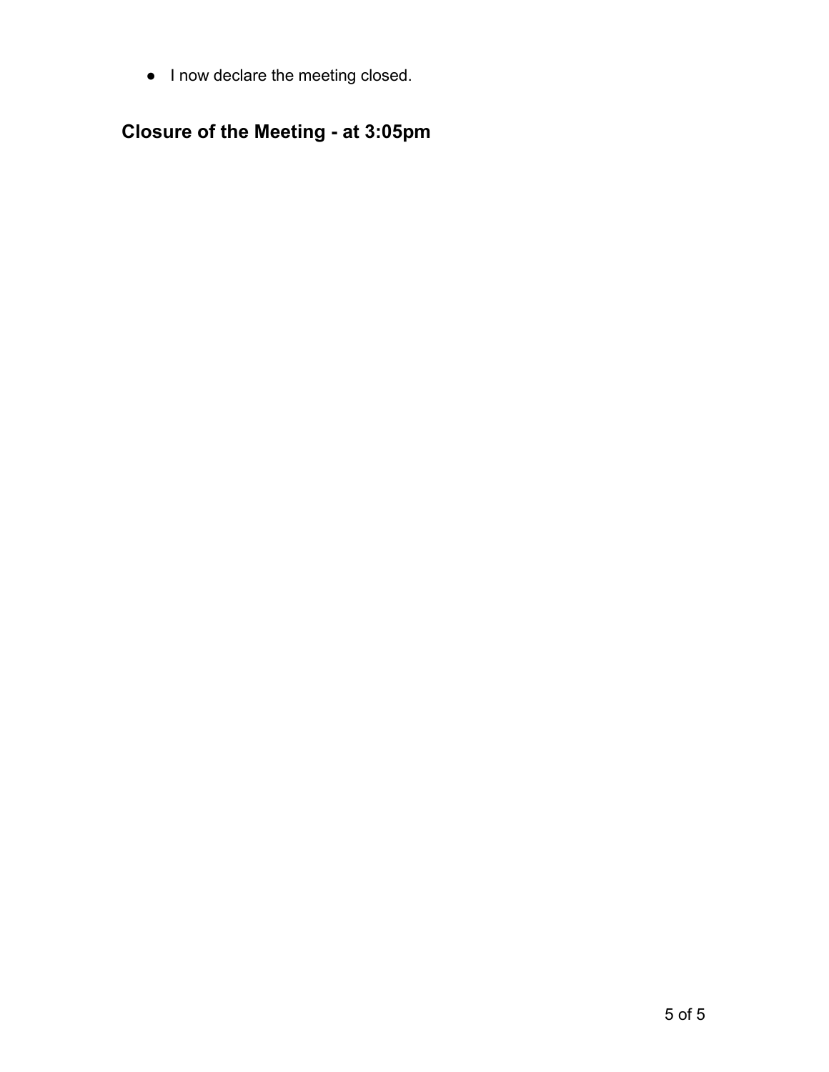- I now declare the meeting closed.

## Closure of the Meeting - at 3:05pm